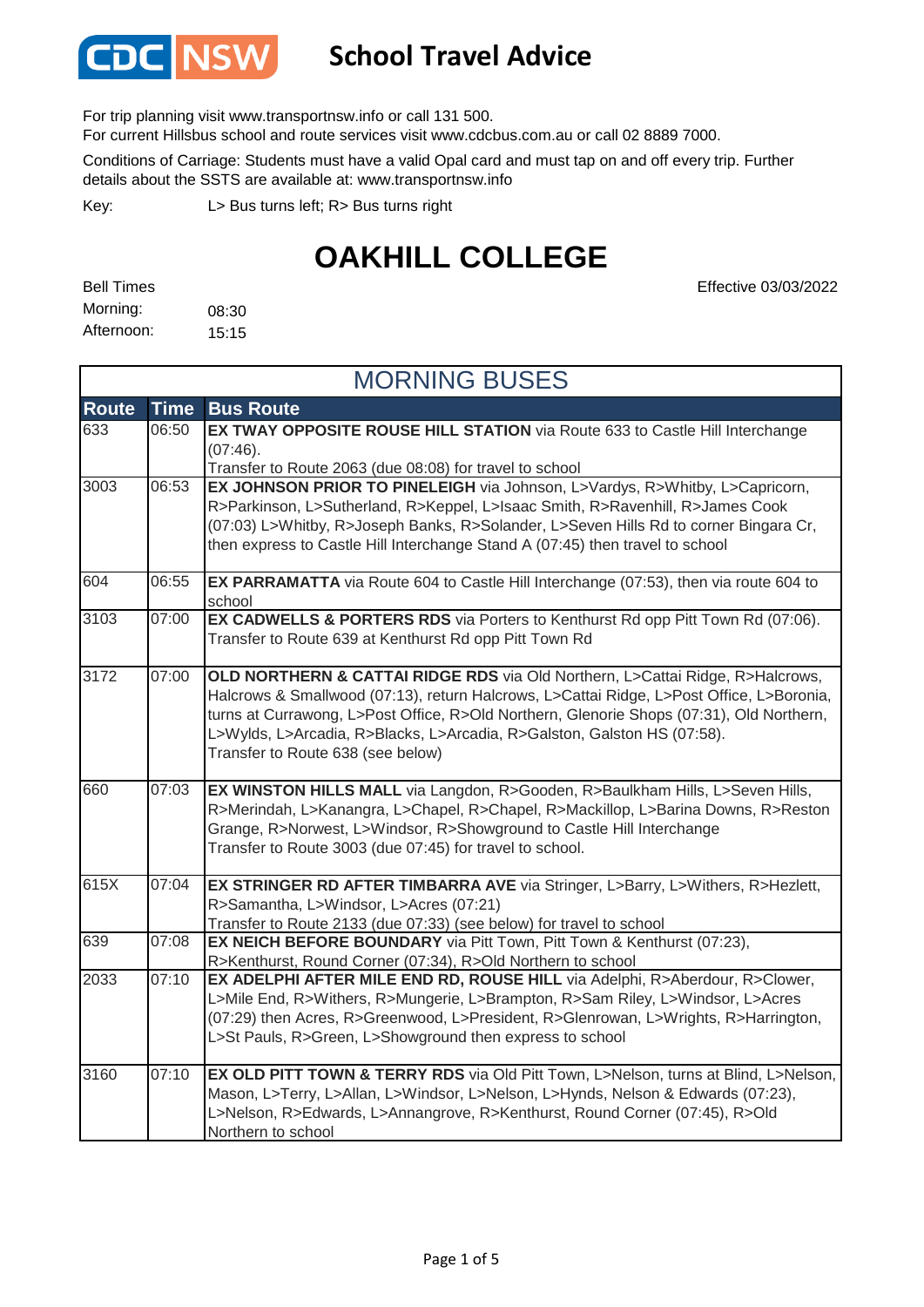# CDC NSW School Travel Advice

For trip planning visit www.transportnsw.info or call 131 500.
For current Hillsbus school and route services visit www.cdcbus.com.au or call 02 8889 7000.

Conditions of Carriage: Students must have a valid Opal card and must tap on and off every trip. Further details about the SSTS are available at: www.transportnsw.info

Key: L> Bus turns left; R> Bus turns right

## OAKHILL COLLEGE

Effective 03/03/2022

Bell Times
Morning: 08:30
Afternoon: 15:15

### MORNING BUSES

| Route | Time | Bus Route |
|---|---|---|
| 633 | 06:50 | **EX TWAY OPPOSITE ROUSE HILL STATION** via Route 633 to Castle Hill Interchange (07:46). Transfer to Route 2063 (due 08:08) for travel to school |
| 3003 | 06:53 | **EX JOHNSON PRIOR TO PINELEIGH** via Johnson, L>Vardys, R>Whitby, L>Capricorn, R>Parkinson, L>Sutherland, R>Keppel, L>Isaac Smith, R>Ravenhill, R>James Cook (07:03) L>Whitby, R>Joseph Banks, R>Solander, L>Seven Hills Rd to corner Bingara Cr, then express to Castle Hill Interchange Stand A (07:45) then travel to school |
| 604 | 06:55 | **EX PARRAMATTA** via Route 604 to Castle Hill Interchange (07:53), then via route 604 to school |
| 3103 | 07:00 | **EX CADWELLS & PORTERS RDS** via Porters to Kenthurst Rd opp Pitt Town Rd (07:06). Transfer to Route 639 at Kenthurst Rd opp Pitt Town Rd |
| 3172 | 07:00 | **OLD NORTHERN & CATTAI RIDGE RDS** via Old Northern, L>Cattai Ridge, R>Halcrows, Halcrows & Smallwood (07:13), return Halcrows, L>Cattai Ridge, L>Post Office, L>Boronia, turns at Currawong, L>Post Office, R>Old Northern, Glenorie Shops (07:31), Old Northern, L>Wylds, L>Arcadia, R>Blacks, L>Arcadia, R>Galston, Galston HS (07:58). Transfer to Route 638 (see below) |
| 660 | 07:03 | **EX WINSTON HILLS MALL** via Langdon, R>Gooden, R>Baulkham Hills, L>Seven Hills, R>Merindah, L>Kanangra, L>Chapel, R>Chapel, R>Mackillop, L>Barina Downs, R>Reston Grange, R>Norwest, L>Windsor, R>Showground to Castle Hill Interchange Transfer to Route 3003 (due 07:45) for travel to school. |
| 615X | 07:04 | **EX STRINGER RD AFTER TIMBARRA AVE** via Stringer, L>Barry, L>Withers, R>Hezlett, R>Samantha, L>Windsor, L>Acres (07:21) Transfer to Route 2133 (due 07:33) (see below) for travel to school |
| 639 | 07:08 | **EX NEICH BEFORE BOUNDARY** via Pitt Town, Pitt Town & Kenthurst (07:23), R>Kenthurst, Round Corner (07:34), R>Old Northern to school |
| 2033 | 07:10 | **EX ADELPHI AFTER MILE END RD, ROUSE HILL** via Adelphi, R>Aberdour, R>Clower, L>Mile End, R>Withers, R>Mungerie, L>Brampton, R>Sam Riley, L>Windsor, L>Acres (07:29) then Acres, R>Greenwood, L>President, R>Glenrowan, L>Wrights, R>Harrington, L>St Pauls, R>Green, L>Showground then express to school |
| 3160 | 07:10 | **EX OLD PITT TOWN & TERRY RDS** via Old Pitt Town, L>Nelson, turns at Blind, L>Nelson, Mason, L>Terry, L>Allan, L>Windsor, L>Nelson, L>Hynds, Nelson & Edwards (07:23), L>Nelson, R>Edwards, L>Annangrove, R>Kenthurst, Round Corner (07:45), R>Old Northern to school |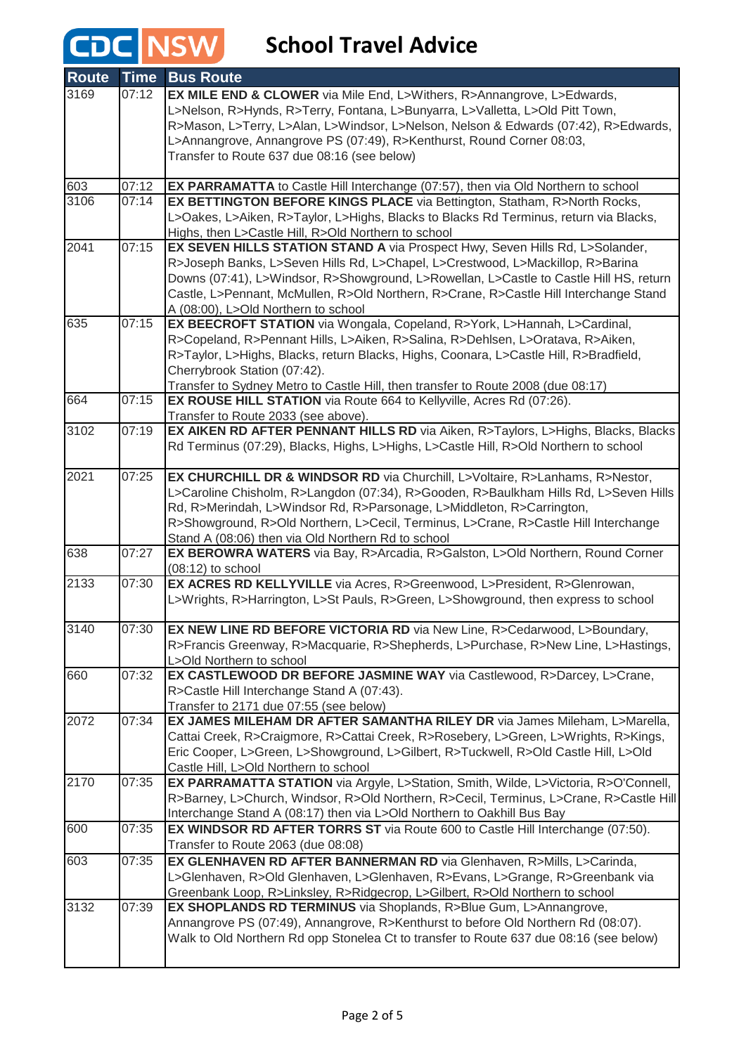# CDC NSW School Travel Advice

| Route | Time | Bus Route |
|---|---|---|
| 3169 | 07:12 | **EX MILE END & CLOWER** via Mile End, L>Withers, R>Annangrove, L>Edwards, L>Nelson, R>Hynds, R>Terry, Fontana, L>Bunyarra, L>Valletta, L>Old Pitt Town, R>Mason, L>Terry, L>Alan, L>Windsor, L>Nelson, Nelson & Edwards (07:42), R>Edwards, L>Annangrove, Annangrove PS (07:49), R>Kenthurst, Round Corner 08:03, Transfer to Route 637 due 08:16 (see below) |
| 603 | 07:12 | **EX PARRAMATTA** to Castle Hill Interchange (07:57), then via Old Northern to school |
| 3106 | 07:14 | **EX BETTINGTON BEFORE KINGS PLACE** via Bettington, Statham, R>North Rocks, L>Oakes, L>Aiken, R>Taylor, L>Highs, Blacks to Blacks Rd Terminus, return via Blacks, Highs, then L>Castle Hill, R>Old Northern to school |
| 2041 | 07:15 | **EX SEVEN HILLS STATION STAND A** via Prospect Hwy, Seven Hills Rd, L>Solander, R>Joseph Banks, L>Seven Hills Rd, L>Chapel, L>Crestwood, L>Mackillop, R>Barina Downs (07:41), L>Windsor, R>Showground, L>Rowellan, L>Castle to Castle Hill HS, return Castle, L>Pennant, McMullen, R>Old Northern, R>Crane, R>Castle Hill Interchange Stand A (08:00), L>Old Northern to school |
| 635 | 07:15 | **EX BEECROFT STATION** via Wongala, Copeland, R>York, L>Hannah, L>Cardinal, R>Copeland, R>Pennant Hills, L>Aiken, R>Salina, R>Dehlsen, L>Oratava, R>Aiken, R>Taylor, L>Highs, Blacks, return Blacks, Highs, Coonara, L>Castle Hill, R>Bradfield, Cherrybrook Station (07:42). Transfer to Sydney Metro to Castle Hill, then transfer to Route 2008 (due 08:17) |
| 664 | 07:15 | **EX ROUSE HILL STATION** via Route 664 to Kellyville, Acres Rd (07:26). Transfer to Route 2033 (see above). |
| 3102 | 07:19 | **EX AIKEN RD AFTER PENNANT HILLS RD** via Aiken, R>Taylors, L>Highs, Blacks, Blacks Rd Terminus (07:29), Blacks, Highs, L>Highs, L>Castle Hill, R>Old Northern to school |
| 2021 | 07:25 | **EX CHURCHILL DR & WINDSOR RD** via Churchill, L>Voltaire, R>Lanhams, R>Nestor, L>Caroline Chisholm, R>Langdon (07:34), R>Gooden, R>Baulkham Hills Rd, L>Seven Hills Rd, R>Merindah, L>Windsor Rd, R>Parsonage, L>Middleton, R>Carrington, R>Showground, R>Old Northern, L>Cecil, Terminus, L>Crane, R>Castle Hill Interchange Stand A (08:06) then via Old Northern Rd to school |
| 638 | 07:27 | **EX BEROWRA WATERS** via Bay, R>Arcadia, R>Galston, L>Old Northern, Round Corner (08:12) to school |
| 2133 | 07:30 | **EX ACRES RD KELLYVILLE** via Acres, R>Greenwood, L>President, R>Glenrowan, L>Wrights, R>Harrington, L>St Pauls, R>Green, L>Showground, then express to school |
| 3140 | 07:30 | **EX NEW LINE RD BEFORE VICTORIA RD** via New Line, R>Cedarwood, L>Boundary, R>Francis Greenway, R>Macquarie, R>Shepherds, L>Purchase, R>New Line, L>Hastings, L>Old Northern to school |
| 660 | 07:32 | **EX CASTLEWOOD DR BEFORE JASMINE WAY** via Castlewood, R>Darcey, L>Crane, R>Castle Hill Interchange Stand A (07:43). Transfer to 2171 due 07:55 (see below) |
| 2072 | 07:34 | **EX JAMES MILEHAM DR AFTER SAMANTHA RILEY DR** via James Mileham, L>Marella, Cattai Creek, R>Craigmore, R>Cattai Creek, R>Rosebery, L>Green, L>Wrights, R>Kings, Eric Cooper, L>Green, L>Showground, L>Gilbert, R>Tuckwell, R>Old Castle Hill, L>Old Castle Hill, L>Old Northern to school |
| 2170 | 07:35 | **EX PARRAMATTA STATION** via Argyle, L>Station, Smith, Wilde, L>Victoria, R>O'Connell, R>Barney, L>Church, Windsor, R>Old Northern, R>Cecil, Terminus, L>Crane, R>Castle Hill Interchange Stand A (08:17) then via L>Old Northern to Oakhill Bus Bay |
| 600 | 07:35 | **EX WINDSOR RD AFTER TORRS ST** via Route 600 to Castle Hill Interchange (07:50). Transfer to Route 2063 (due 08:08) |
| 603 | 07:35 | **EX GLENHAVEN RD AFTER BANNERMAN RD** via Glenhaven, R>Mills, L>Carinda, L>Glenhaven, R>Old Glenhaven, L>Glenhaven, R>Evans, L>Grange, R>Greenbank via Greenbank Loop, R>Linksley, R>Ridgecrop, L>Gilbert, R>Old Northern to school |
| 3132 | 07:39 | **EX SHOPLANDS RD TERMINUS** via Shoplands, R>Blue Gum, L>Annangrove, Annangrove PS (07:49), Annangrove, R>Kenthurst to before Old Northern Rd (08:07). Walk to Old Northern Rd opp Stonelea Ct to transfer to Route 637 due 08:16 (see below) |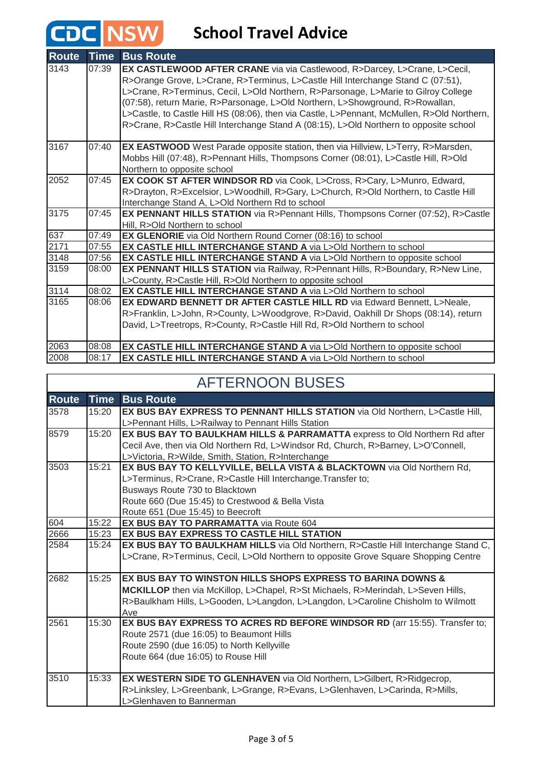# CDC NSW School Travel Advice

| Route | Time | Bus Route |
|---|---|---|
| 3143 | 07:39 | **EX CASTLEWOOD AFTER CRANE** via via Castlewood, R>Darcey, L>Crane, L>Cecil, R>Orange Grove, L>Crane, R>Terminus, L>Castle Hill Interchange Stand C (07:51), L>Crane, R>Terminus, Cecil, L>Old Northern, R>Parsonage, L>Marie to Gilroy College (07:58), return Marie, R>Parsonage, L>Old Northern, L>Showground, R>Rowallan, L>Castle, to Castle Hill HS (08:06), then via Castle, L>Pennant, McMullen, R>Old Northern, R>Crane, R>Castle Hill Interchange Stand A (08:15), L>Old Northern to opposite school |
| 3167 | 07:40 | **EX EASTWOOD** West Parade opposite station, then via Hillview, L>Terry, R>Marsden, Mobbs Hill (07:48), R>Pennant Hills, Thompsons Corner (08:01), L>Castle Hill, R>Old Northern to opposite school |
| 2052 | 07:45 | **EX COOK ST AFTER WINDSOR RD** via Cook, L>Cross, R>Cary, L>Munro, Edward, R>Drayton, R>Excelsior, L>Woodhill, R>Gary, L>Church, R>Old Northern, to Castle Hill Interchange Stand A, L>Old Northern Rd to school |
| 3175 | 07:45 | **EX PENNANT HILLS STATION** via R>Pennant Hills, Thompsons Corner (07:52), R>Castle Hill, R>Old Northern to school |
| 637 | 07:49 | **EX GLENORIE** via Old Northern Round Corner (08:16) to school |
| 2171 | 07:55 | **EX CASTLE HILL INTERCHANGE STAND A** via L>Old Northern to school |
| 3148 | 07:56 | **EX CASTLE HILL INTERCHANGE STAND A** via L>Old Northern to opposite school |
| 3159 | 08:00 | **EX PENNANT HILLS STATION** via Railway, R>Pennant Hills, R>Boundary, R>New Line, L>County, R>Castle Hill, R>Old Northern to opposite school |
| 3114 | 08:02 | **EX CASTLE HILL INTERCHANGE STAND A** via L>Old Northern to school |
| 3165 | 08:06 | **EX EDWARD BENNETT DR AFTER CASTLE HILL RD** via Edward Bennett, L>Neale, R>Franklin, L>John, R>County, L>Woodgrove, R>David, Oakhill Dr Shops (08:14), return David, L>Treetrops, R>County, R>Castle Hill Rd, R>Old Northern to school |
| 2063 | 08:08 | **EX CASTLE HILL INTERCHANGE STAND A** via L>Old Northern to opposite school |
| 2008 | 08:17 | **EX CASTLE HILL INTERCHANGE STAND A** via L>Old Northern to school |

## AFTERNOON BUSES

| Route | Time | Bus Route |
|---|---|---|
| 3578 | 15:20 | **EX BUS BAY EXPRESS TO PENNANT HILLS STATION** via Old Northern, L>Castle Hill, L>Pennant Hills, L>Railway to Pennant Hills Station |
| 8579 | 15:20 | **EX BUS BAY TO BAULKHAM HILLS & PARRAMATTA** express to Old Northern Rd after Cecil Ave, then via Old Northern Rd, L>Windsor Rd, Church, R>Barney, L>O'Connell, L>Victoria, R>Wilde, Smith, Station, R>Interchange |
| 3503 | 15:21 | **EX BUS BAY TO KELLYVILLE, BELLA VISTA & BLACKTOWN** via Old Northern Rd, L>Terminus, R>Crane, R>Castle Hill Interchange.Transfer to;<br>Busways Route 730 to Blacktown<br>Route 660 (Due 15:45) to Crestwood & Bella Vista<br>Route 651 (Due 15:45) to Beecroft |
| 604 | 15:22 | **EX BUS BAY TO PARRAMATTA** via Route 604 |
| 2666 | 15:23 | **EX BUS BAY EXPRESS TO CASTLE HILL STATION** |
| 2584 | 15:24 | **EX BUS BAY TO BAULKHAM HILLS** via Old Northern, R>Castle Hill Interchange Stand C, L>Crane, R>Terminus, Cecil, L>Old Northern to opposite Grove Square Shopping Centre |
| 2682 | 15:25 | **EX BUS BAY TO WINSTON HILLS SHOPS EXPRESS TO BARINA DOWNS & MCKILLOP** then via McKillop, L>Chapel, R>St Michaels, R>Merindah, L>Seven Hills, R>Baulkham Hills, L>Gooden, L>Langdon, L>Langdon, L>Caroline Chisholm to Wilmott Ave |
| 2561 | 15:30 | **EX BUS BAY EXPRESS TO ACRES RD BEFORE WINDSOR RD** (arr 15:55). Transfer to;<br>Route 2571 (due 16:05) to Beaumont Hills<br>Route 2590 (due 16:05) to North Kellyville<br>Route 664 (due 16:05) to Rouse Hill |
| 3510 | 15:33 | **EX WESTERN SIDE TO GLENHAVEN** via Old Northern, L>Gilbert, R>Ridgecrop, R>Linksley, L>Greenbank, L>Grange, R>Evans, L>Glenhaven, L>Carinda, R>Mills, L>Glenhaven to Bannerman |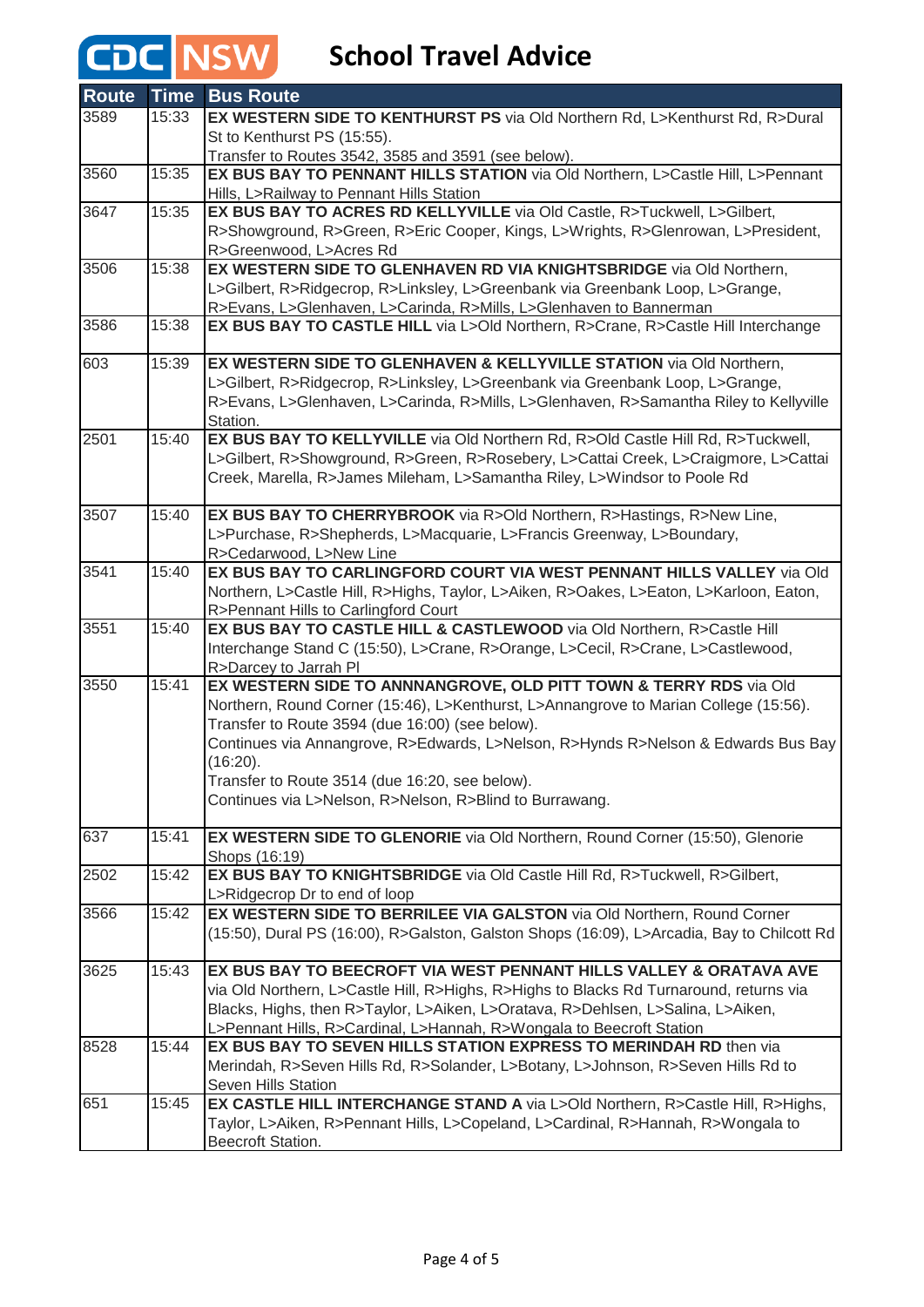# CDC NSW School Travel Advice

| Route | Time | Bus Route |
|---|---|---|
| 3589 | 15:33 | **EX WESTERN SIDE TO KENTHURST PS** via Old Northern Rd, L>Kenthurst Rd, R>Dural St to Kenthurst PS (15:55). Transfer to Routes 3542, 3585 and 3591 (see below). |
| 3560 | 15:35 | **EX BUS BAY TO PENNANT HILLS STATION** via Old Northern, L>Castle Hill, L>Pennant Hills, L>Railway to Pennant Hills Station |
| 3647 | 15:35 | **EX BUS BAY TO ACRES RD KELLYVILLE** via Old Castle, R>Tuckwell, L>Gilbert, R>Showground, R>Green, R>Eric Cooper, Kings, L>Wrights, R>Glenrowan, L>President, R>Greenwood, L>Acres Rd |
| 3506 | 15:38 | **EX WESTERN SIDE TO GLENHAVEN RD VIA KNIGHTSBRIDGE** via Old Northern, L>Gilbert, R>Ridgecrop, R>Linksley, L>Greenbank via Greenbank Loop, L>Grange, R>Evans, L>Glenhaven, L>Carinda, R>Mills, L>Glenhaven to Bannerman |
| 3586 | 15:38 | **EX BUS BAY TO CASTLE HILL** via L>Old Northern, R>Crane, R>Castle Hill Interchange |
| 603 | 15:39 | **EX WESTERN SIDE TO GLENHAVEN & KELLYVILLE STATION** via Old Northern, L>Gilbert, R>Ridgecrop, R>Linksley, L>Greenbank via Greenbank Loop, L>Grange, R>Evans, L>Glenhaven, L>Carinda, R>Mills, L>Glenhaven, R>Samantha Riley to Kellyville Station. |
| 2501 | 15:40 | **EX BUS BAY TO KELLYVILLE** via Old Northern Rd, R>Old Castle Hill Rd, R>Tuckwell, L>Gilbert, R>Showground, R>Green, R>Rosebery, L>Cattai Creek, L>Craigmore, L>Cattai Creek, Marella, R>James Mileham, L>Samantha Riley, L>Windsor to Poole Rd |
| 3507 | 15:40 | **EX BUS BAY TO CHERRYBROOK** via R>Old Northern, R>Hastings, R>New Line, L>Purchase, R>Shepherds, L>Macquarie, L>Francis Greenway, L>Boundary, R>Cedarwood, L>New Line |
| 3541 | 15:40 | **EX BUS BAY TO CARLINGFORD COURT VIA WEST PENNANT HILLS VALLEY** via Old Northern, L>Castle Hill, R>Highs, Taylor, L>Aiken, R>Oakes, L>Eaton, L>Karloon, Eaton, R>Pennant Hills to Carlingford Court |
| 3551 | 15:40 | **EX BUS BAY TO CASTLE HILL & CASTLEWOOD** via Old Northern, R>Castle Hill Interchange Stand C (15:50), L>Crane, R>Orange, L>Cecil, R>Crane, L>Castlewood, R>Darcey to Jarrah Pl |
| 3550 | 15:41 | **EX WESTERN SIDE TO ANNNANGROVE, OLD PITT TOWN & TERRY RDS** via Old Northern, Round Corner (15:46), L>Kenthurst, L>Annangrove to Marian College (15:56). Transfer to Route 3594 (due 16:00) (see below). Continues via Annangrove, R>Edwards, L>Nelson, R>Hynds R>Nelson & Edwards Bus Bay (16:20). Transfer to Route 3514 (due 16:20, see below). Continues via L>Nelson, R>Nelson, R>Blind to Burrawang. |
| 637 | 15:41 | **EX WESTERN SIDE TO GLENORIE** via Old Northern, Round Corner (15:50), Glenorie Shops (16:19) |
| 2502 | 15:42 | **EX BUS BAY TO KNIGHTSBRIDGE** via Old Castle Hill Rd, R>Tuckwell, R>Gilbert, L>Ridgecrop Dr to end of loop |
| 3566 | 15:42 | **EX WESTERN SIDE TO BERRILEE VIA GALSTON** via Old Northern, Round Corner (15:50), Dural PS (16:00), R>Galston, Galston Shops (16:09), L>Arcadia, Bay to Chilcott Rd |
| 3625 | 15:43 | **EX BUS BAY TO BEECROFT VIA WEST PENNANT HILLS VALLEY & ORATAVA AVE** via Old Northern, L>Castle Hill, R>Highs, R>Highs to Blacks Rd Turnaround, returns via Blacks, Highs, then R>Taylor, L>Aiken, L>Oratava, R>Dehlsen, L>Salina, L>Aiken, L>Pennant Hills, R>Cardinal, L>Hannah, R>Wongala to Beecroft Station |
| 8528 | 15:44 | **EX BUS BAY TO SEVEN HILLS STATION EXPRESS TO MERINDAH RD** then via Merindah, R>Seven Hills Rd, R>Solander, L>Botany, L>Johnson, R>Seven Hills Rd to Seven Hills Station |
| 651 | 15:45 | **EX CASTLE HILL INTERCHANGE STAND A** via L>Old Northern, R>Castle Hill, R>Highs, Taylor, L>Aiken, R>Pennant Hills, L>Copeland, L>Cardinal, R>Hannah, R>Wongala to Beecroft Station. |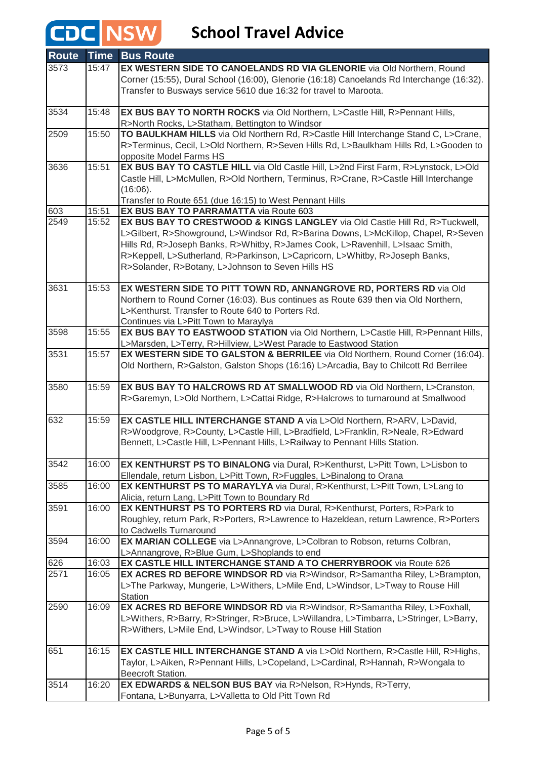# CDC NSW School Travel Advice

| Route | Time | Bus Route |
|---|---|---|
| 3573 | 15:47 | **EX WESTERN SIDE TO CANOELANDS RD VIA GLENORIE** via Old Northern, Round Corner (15:55), Dural School (16:00), Glenorie (16:18) Canoelands Rd Interchange (16:32). Transfer to Busways service 5610 due 16:32 for travel to Maroota. |
| 3534 | 15:48 | **EX BUS BAY TO NORTH ROCKS** via Old Northern, L>Castle Hill, R>Pennant Hills, R>North Rocks, L>Statham, Bettington to Windsor |
| 2509 | 15:50 | **TO BAULKHAM HILLS** via Old Northern Rd, R>Castle Hill Interchange Stand C, L>Crane, R>Terminus, Cecil, L>Old Northern, R>Seven Hills Rd, L>Baulkham Hills Rd, L>Gooden to opposite Model Farms HS |
| 3636 | 15:51 | **EX BUS BAY TO CASTLE HILL** via Old Castle Hill, L>2nd First Farm, R>Lynstock, L>Old Castle Hill, L>McMullen, R>Old Northern, Terminus, R>Crane, R>Castle Hill Interchange (16:06). Transfer to Route 651 (due 16:15) to West Pennant Hills |
| 603 | 15:51 | **EX BUS BAY TO PARRAMATTA** via Route 603 |
| 2549 | 15:52 | **EX BUS BAY TO CRESTWOOD & KINGS LANGLEY** via Old Castle Hill Rd, R>Tuckwell, L>Gilbert, R>Showground, L>Windsor Rd, R>Barina Downs, L>McKillop, Chapel, R>Seven Hills Rd, R>Joseph Banks, R>Whitby, R>James Cook, L>Ravenhill, L>Isaac Smith, R>Keppell, L>Sutherland, R>Parkinson, L>Capricorn, L>Whitby, R>Joseph Banks, R>Solander, R>Botany, L>Johnson to Seven Hills HS |
| 3631 | 15:53 | **EX WESTERN SIDE TO PITT TOWN RD, ANNANGROVE RD, PORTERS RD** via Old Northern to Round Corner (16:03). Bus continues as Route 639 then via Old Northern, L>Kenthurst. Transfer to Route 640 to Porters Rd. Continues via L>Pitt Town to Maraylya |
| 3598 | 15:55 | **EX BUS BAY TO EASTWOOD STATION** via Old Northern, L>Castle Hill, R>Pennant Hills, L>Marsden, L>Terry, R>Hillview, L>West Parade to Eastwood Station |
| 3531 | 15:57 | **EX WESTERN SIDE TO GALSTON & BERRILEE** via Old Northern, Round Corner (16:04). Old Northern, R>Galston, Galston Shops (16:16) L>Arcadia, Bay to Chilcott Rd Berrilee |
| 3580 | 15:59 | **EX BUS BAY TO HALCROWS RD AT SMALLWOOD RD** via Old Northern, L>Cranston, R>Garemyn, L>Old Northern, L>Cattai Ridge, R>Halcrows to turnaround at Smallwood |
| 632 | 15:59 | **EX CASTLE HILL INTERCHANGE STAND A** via L>Old Northern, R>ARV, L>David, R>Woodgrove, R>County, L>Castle Hill, L>Bradfield, L>Franklin, R>Neale, R>Edward Bennett, L>Castle Hill, L>Pennant Hills, L>Railway to Pennant Hills Station. |
| 3542 | 16:00 | **EX KENTHURST PS TO BINALONG** via Dural, R>Kenthurst, L>Pitt Town, L>Lisbon to Ellendale, return Lisbon, L>Pitt Town, R>Fuggles, L>Binalong to Orana |
| 3585 | 16:00 | **EX KENTHURST PS TO MARAYLYA** via Dural, R>Kenthurst, L>Pitt Town, L>Lang to Alicia, return Lang, L>Pitt Town to Boundary Rd |
| 3591 | 16:00 | **EX KENTHURST PS TO PORTERS RD** via Dural, R>Kenthurst, Porters, R>Park to Roughley, return Park, R>Porters, R>Lawrence to Hazeldean, return Lawrence, R>Porters to Cadwells Turnaround |
| 3594 | 16:00 | **EX MARIAN COLLEGE** via L>Annangrove, L>Colbran to Robson, returns Colbran, L>Annangrove, R>Blue Gum, L>Shoplands to end |
| 626 | 16:03 | **EX CASTLE HILL INTERCHANGE STAND A TO CHERRYBROOK** via Route 626 |
| 2571 | 16:05 | **EX ACRES RD BEFORE WINDSOR RD** via R>Windsor, R>Samantha Riley, L>Brampton, L>The Parkway, Mungerie, L>Withers, L>Mile End, L>Windsor, L>Tway to Rouse Hill Station |
| 2590 | 16:09 | **EX ACRES RD BEFORE WINDSOR RD** via R>Windsor, R>Samantha Riley, L>Foxhall, L>Withers, R>Barry, R>Stringer, R>Bruce, L>Willandra, L>Timbarra, L>Stringer, L>Barry, R>Withers, L>Mile End, L>Windsor, L>Tway to Rouse Hill Station |
| 651 | 16:15 | **EX CASTLE HILL INTERCHANGE STAND A** via L>Old Northern, R>Castle Hill, R>Highs, Taylor, L>Aiken, R>Pennant Hills, L>Copeland, L>Cardinal, R>Hannah, R>Wongala to Beecroft Station. |
| 3514 | 16:20 | **EX EDWARDS & NELSON BUS BAY** via R>Nelson, R>Hynds, R>Terry, Fontana, L>Bunyarra, L>Valletta to Old Pitt Town Rd |